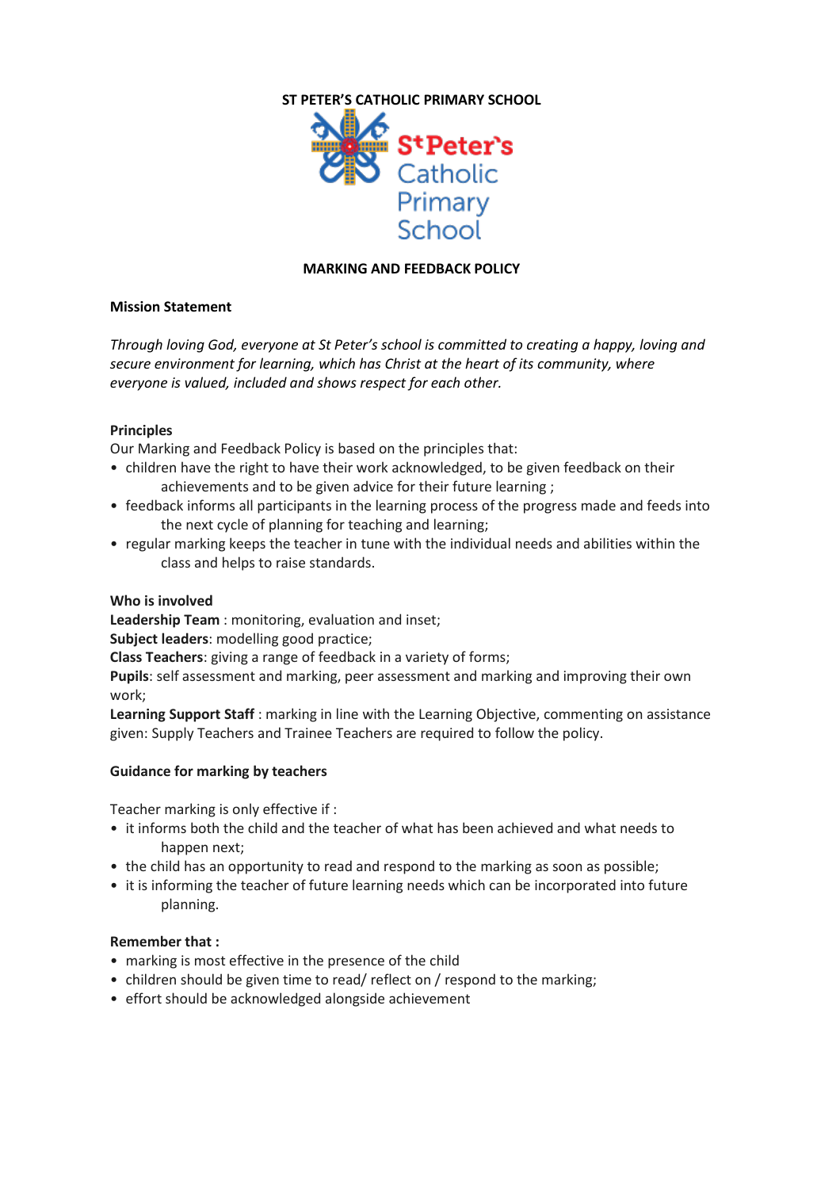**ST PETER'S CATHOLIC PRIMARY SCHOOL**

St Peter's Catholic Primary School

# MARKING AND FEEDBACK POLICY

## Mission Statement

*Through loving God, everyone at St Peter's school is committed to creating a happy, loving and secure environment for learning, which has Christ at the heart of its community, where everyone is valued, included and shows respect for each other.*

## Principles

Our Marking and Feedback Policy is based on the principles that:

- children have the right to have their work acknowledged, to be given feedback on their achievements and to be given advice for their future learning ;
- feedback informs all participants in the learning process of the progress made and feeds into the next cycle of planning for teaching and learning;
- regular marking keeps the teacher in tune with the individual needs and abilities within the class and helps to raise standards.

## Who is involved

**Leadership Team** : monitoring, evaluation and inset;
**Subject leaders**: modelling good practice;
**Class Teachers**: giving a range of feedback in a variety of forms;
**Pupils**: self assessment and marking, peer assessment and marking and improving their own work;
**Learning Support Staff** : marking in line with the Learning Objective, commenting on assistance given: Supply Teachers and Trainee Teachers are required to follow the policy.

## Guidance for marking by teachers

Teacher marking is only effective if :

- it informs both the child and the teacher of what has been achieved and what needs to happen next;
- the child has an opportunity to read and respond to the marking as soon as possible;
- it is informing the teacher of future learning needs which can be incorporated into future planning.

**Remember that :**

- marking is most effective in the presence of the child
- children should be given time to read/ reflect on / respond to the marking;
- effort should be acknowledged alongside achievement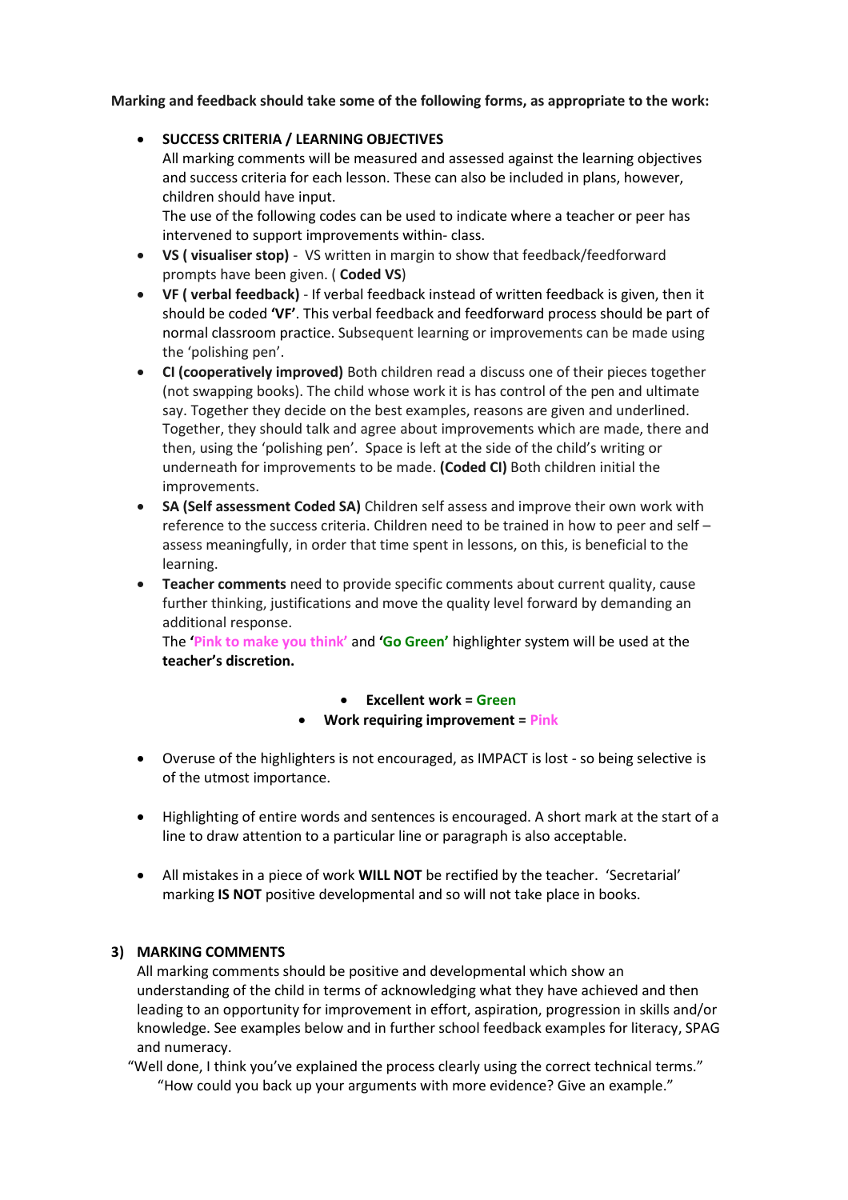**Marking and feedback should take some of the following forms, as appropriate to the work:**

- **SUCCESS CRITERIA / LEARNING OBJECTIVES**
  All marking comments will be measured and assessed against the learning objectives and success criteria for each lesson. These can also be included in plans, however, children should have input.
  The use of the following codes can be used to indicate where a teacher or peer has intervened to support improvements within- class.
- **VS ( visualiser stop)** - VS written in margin to show that feedback/feedforward prompts have been given. ( **Coded VS**)
- **VF ( verbal feedback)** - If verbal feedback instead of written feedback is given, then it should be coded **'VF'**. This verbal feedback and feedforward process should be part of normal classroom practice. Subsequent learning or improvements can be made using the 'polishing pen'.
- **CI (cooperatively improved)** Both children read a discuss one of their pieces together (not swapping books). The child whose work it is has control of the pen and ultimate say. Together they decide on the best examples, reasons are given and underlined. Together, they should talk and agree about improvements which are made, there and then, using the 'polishing pen'. Space is left at the side of the child's writing or underneath for improvements to be made. **(Coded CI)** Both children initial the improvements.
- **SA (Self assessment Coded SA)** Children self assess and improve their own work with reference to the success criteria. Children need to be trained in how to peer and self – assess meaningfully, in order that time spent in lessons, on this, is beneficial to the learning.
- **Teacher comments** need to provide specific comments about current quality, cause further thinking, justifications and move the quality level forward by demanding an additional response.
  The **'Pink to make you think'** and **'Go Green'** highlighter system will be used at the **teacher's discretion.**

  - **Excellent work = Green**
  - **Work requiring improvement = Pink**

- Overuse of the highlighters is not encouraged, as IMPACT is lost - so being selective is of the utmost importance.

- Highlighting of entire words and sentences is encouraged. A short mark at the start of a line to draw attention to a particular line or paragraph is also acceptable.

- All mistakes in a piece of work **WILL NOT** be rectified by the teacher. 'Secretarial' marking **IS NOT** positive developmental and so will not take place in books.

## 3) MARKING COMMENTS

All marking comments should be positive and developmental which show an understanding of the child in terms of acknowledging what they have achieved and then leading to an opportunity for improvement in effort, aspiration, progression in skills and/or knowledge. See examples below and in further school feedback examples for literacy, SPAG and numeracy.

"Well done, I think you've explained the process clearly using the correct technical terms."

"How could you back up your arguments with more evidence? Give an example."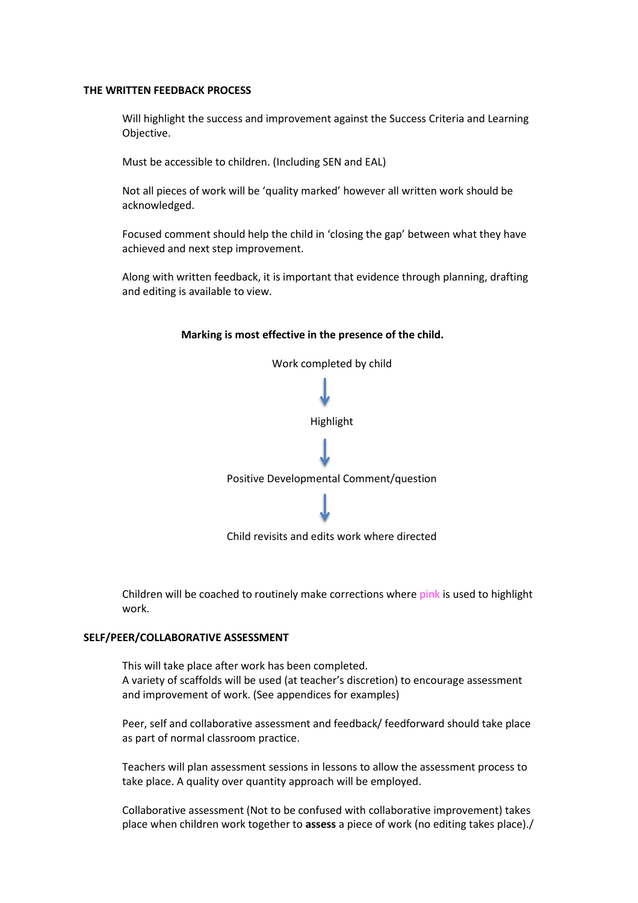## THE WRITTEN FEEDBACK PROCESS

Will highlight the success and improvement against the Success Criteria and Learning Objective.

Must be accessible to children. (Including SEN and EAL)

Not all pieces of work will be 'quality marked' however all written work should be acknowledged.

Focused comment should help the child in 'closing the gap' between what they have achieved and next step improvement.

Along with written feedback, it is important that evidence through planning, drafting and editing is available to view.

**Marking is most effective in the presence of the child.**

Work completed by child

↓

Highlight

↓

Positive Developmental Comment/question

↓

Child revisits and edits work where directed

Children will be coached to routinely make corrections where pink is used to highlight work.

## SELF/PEER/COLLABORATIVE ASSESSMENT

This will take place after work has been completed.
A variety of scaffolds will be used (at teacher's discretion) to encourage assessment and improvement of work. (See appendices for examples)

Peer, self and collaborative assessment and feedback/ feedforward should take place as part of normal classroom practice.

Teachers will plan assessment sessions in lessons to allow the assessment process to take place. A quality over quantity approach will be employed.

Collaborative assessment (Not to be confused with collaborative improvement) takes place when children work together to **assess** a piece of work (no editing takes place)./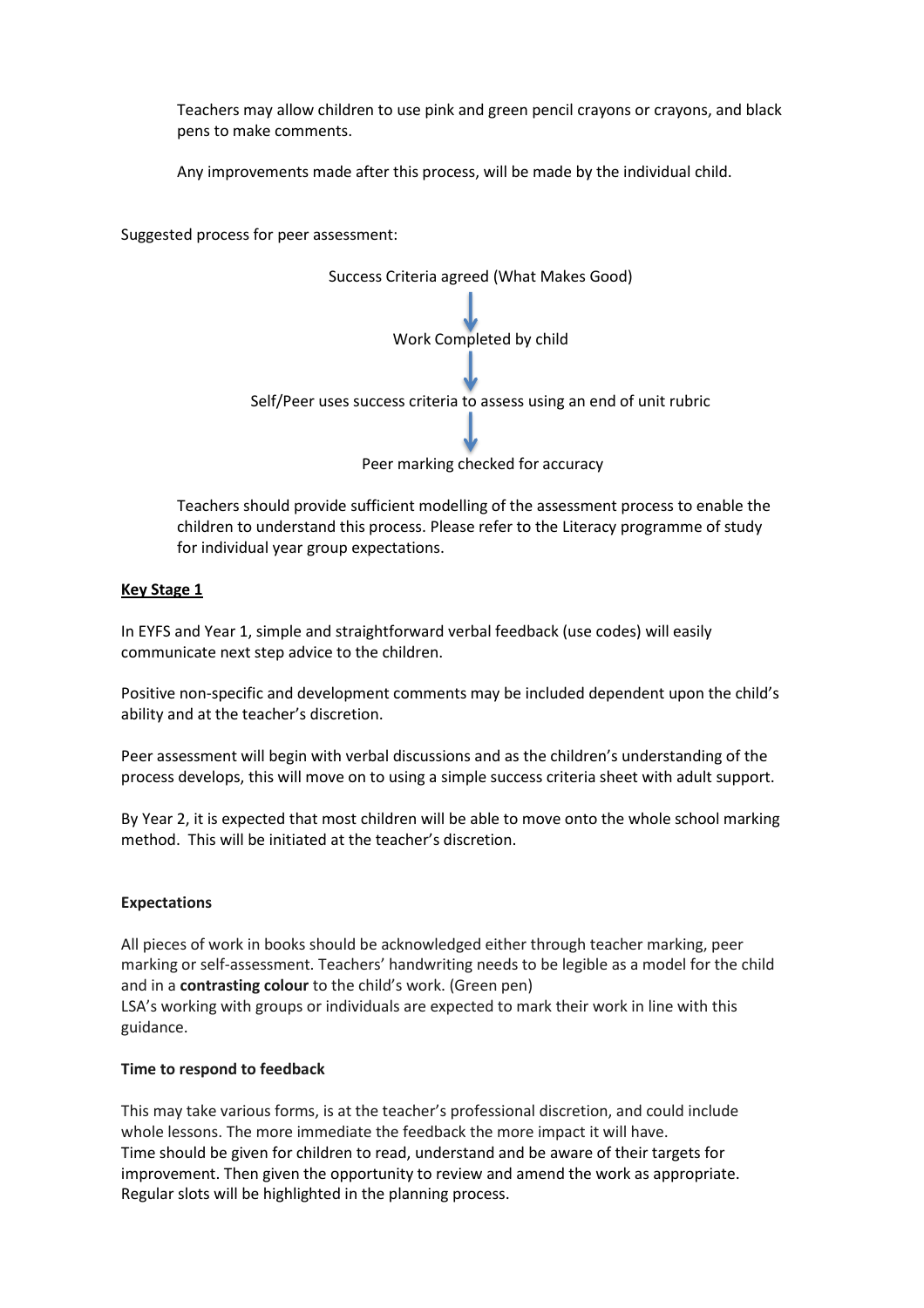Teachers may allow children to use pink and green pencil crayons or crayons, and black pens to make comments.

Any improvements made after this process, will be made by the individual child.

Suggested process for peer assessment:

Success Criteria agreed (What Makes Good)

↓

Work Completed by child

↓

Self/Peer uses success criteria to assess using an end of unit rubric

↓

Peer marking checked for accuracy

Teachers should provide sufficient modelling of the assessment process to enable the children to understand this process. Please refer to the Literacy programme of study for individual year group expectations.

**<u>Key Stage 1</u>**

In EYFS and Year 1, simple and straightforward verbal feedback (use codes) will easily communicate next step advice to the children.

Positive non-specific and development comments may be included dependent upon the child's ability and at the teacher's discretion.

Peer assessment will begin with verbal discussions and as the children's understanding of the process develops, this will move on to using a simple success criteria sheet with adult support.

By Year 2, it is expected that most children will be able to move onto the whole school marking method. This will be initiated at the teacher's discretion.

**Expectations**

All pieces of work in books should be acknowledged either through teacher marking, peer marking or self-assessment. Teachers' handwriting needs to be legible as a model for the child and in a **contrasting colour** to the child's work. (Green pen)
LSA's working with groups or individuals are expected to mark their work in line with this guidance.

**Time to respond to feedback**

This may take various forms, is at the teacher's professional discretion, and could include whole lessons. The more immediate the feedback the more impact it will have.
Time should be given for children to read, understand and be aware of their targets for improvement. Then given the opportunity to review and amend the work as appropriate.
Regular slots will be highlighted in the planning process.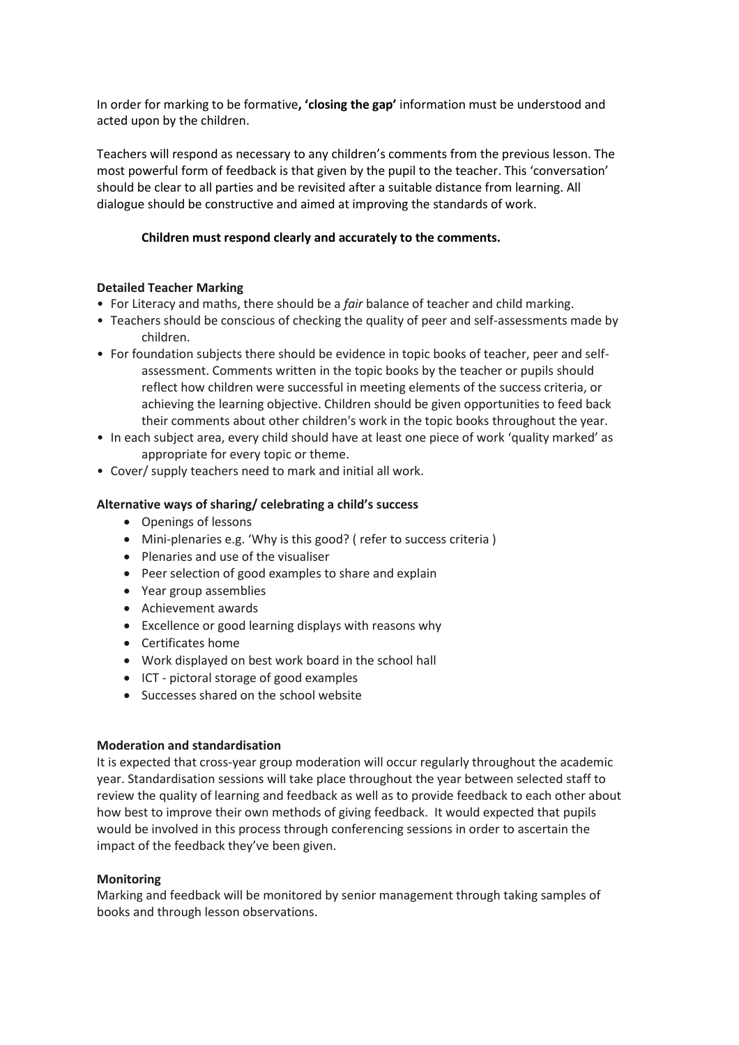In order for marking to be formative**, 'closing the gap'** information must be understood and acted upon by the children.

Teachers will respond as necessary to any children's comments from the previous lesson. The most powerful form of feedback is that given by the pupil to the teacher. This 'conversation' should be clear to all parties and be revisited after a suitable distance from learning. All dialogue should be constructive and aimed at improving the standards of work.

**Children must respond clearly and accurately to the comments.**

**Detailed Teacher Marking**

- For Literacy and maths, there should be a *fair* balance of teacher and child marking.
- Teachers should be conscious of checking the quality of peer and self-assessments made by children.
- For foundation subjects there should be evidence in topic books of teacher, peer and self-assessment. Comments written in the topic books by the teacher or pupils should reflect how children were successful in meeting elements of the success criteria, or achieving the learning objective. Children should be given opportunities to feed back their comments about other children's work in the topic books throughout the year.
- In each subject area, every child should have at least one piece of work 'quality marked' as appropriate for every topic or theme.
- Cover/ supply teachers need to mark and initial all work.

**Alternative ways of sharing/ celebrating a child's success**

- Openings of lessons
- Mini-plenaries e.g. 'Why is this good? ( refer to success criteria )
- Plenaries and use of the visualiser
- Peer selection of good examples to share and explain
- Year group assemblies
- Achievement awards
- Excellence or good learning displays with reasons why
- Certificates home
- Work displayed on best work board in the school hall
- ICT - pictoral storage of good examples
- Successes shared on the school website

**Moderation and standardisation**

It is expected that cross-year group moderation will occur regularly throughout the academic year. Standardisation sessions will take place throughout the year between selected staff to review the quality of learning and feedback as well as to provide feedback to each other about how best to improve their own methods of giving feedback. It would expected that pupils would be involved in this process through conferencing sessions in order to ascertain the impact of the feedback they've been given.

**Monitoring**

Marking and feedback will be monitored by senior management through taking samples of books and through lesson observations.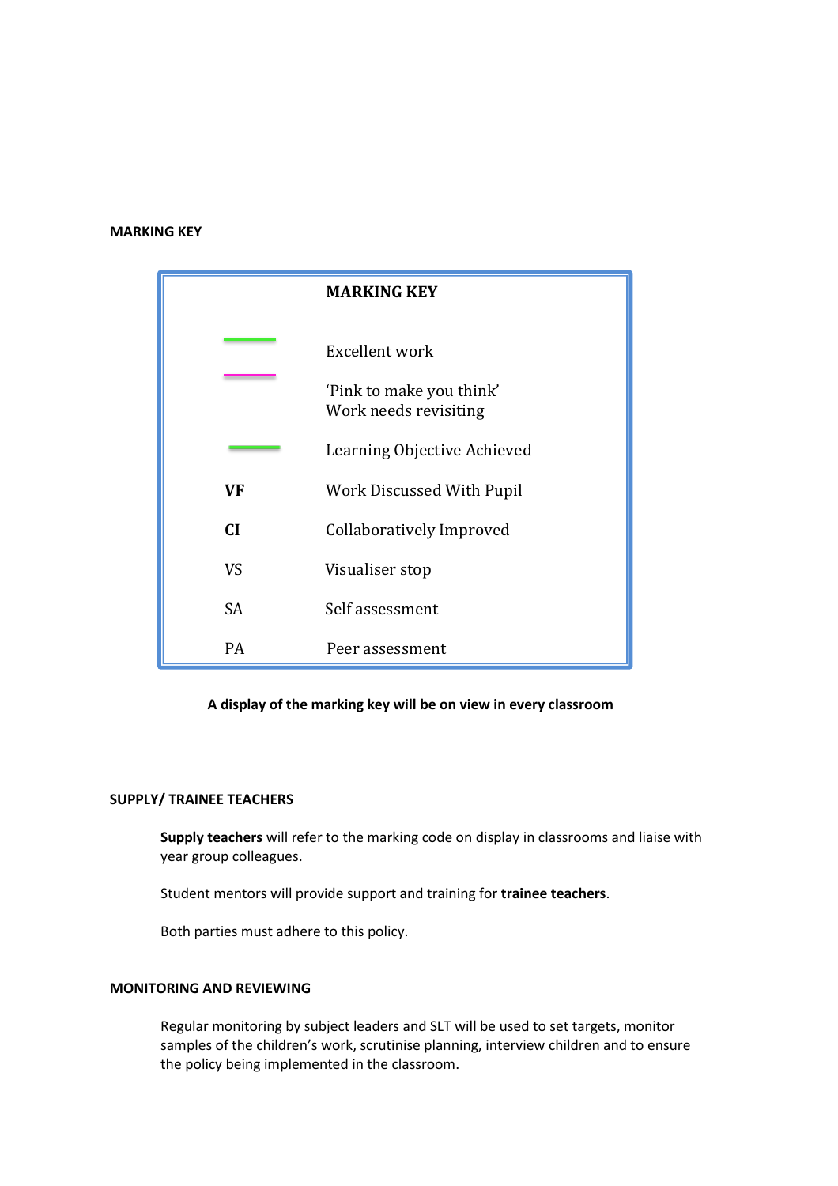**MARKING KEY**

| MARKING KEY | |
|---|---|
| (green line) | Excellent work |
| (pink line) | 'Pink to make you think' Work needs revisiting |
| (green line) | Learning Objective Achieved |
| **VF** | Work Discussed With Pupil |
| **CI** | Collaboratively Improved |
| VS | Visualiser stop |
| SA | Self assessment |
| PA | Peer assessment |

**A display of the marking key will be on view in every classroom**

**SUPPLY/ TRAINEE TEACHERS**

**Supply teachers** will refer to the marking code on display in classrooms and liaise with year group colleagues.

Student mentors will provide support and training for **trainee teachers**.

Both parties must adhere to this policy.

**MONITORING AND REVIEWING**

Regular monitoring by subject leaders and SLT will be used to set targets, monitor samples of the children's work, scrutinise planning, interview children and to ensure the policy being implemented in the classroom.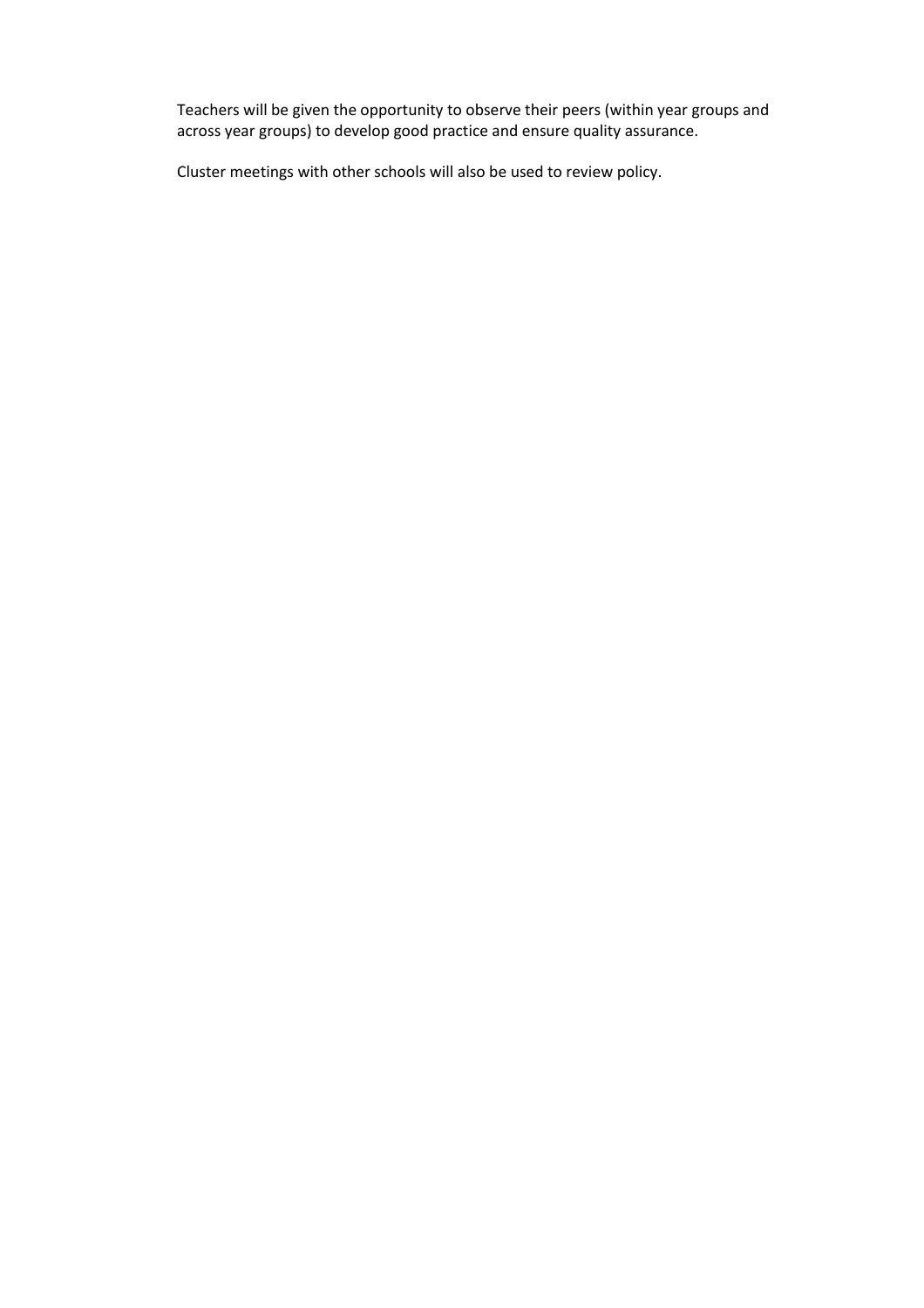Teachers will be given the opportunity to observe their peers (within year groups and across year groups) to develop good practice and ensure quality assurance.

Cluster meetings with other schools will also be used to review policy.